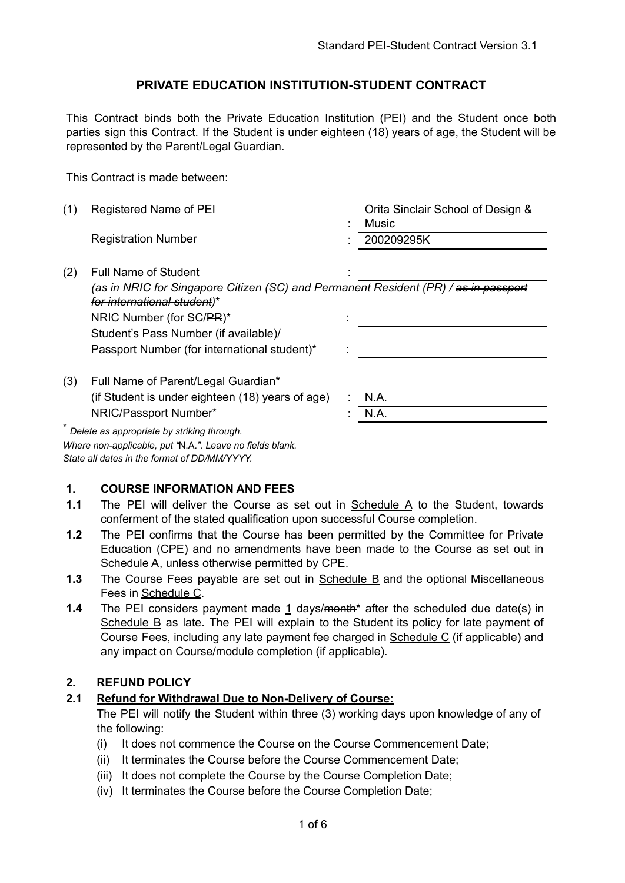# PRIVATE EDUCATION INSTITUTION-STUDENT CONTRACT

This Contract binds both the Private Education Institution (PEI) and the Student once both parties sign this Contract. If the Student is under eighteen (18) years of age, the Student will be represented by the Parent/Legal Guardian.

This Contract is made between:

| | | | |
|---|---|---|---|
| (1) | Registered Name of PEI | : | Orita Sinclair School of Design & Music |
| | Registration Number | : | 200209295K |
| (2) | Full Name of Student *(as in NRIC for Singapore Citizen (SC) and Permanent Resident (PR) / ~~as in passport for international student~~)** | : | |
| | NRIC Number (for SC/~~PR~~)* | : | |
| | Student's Pass Number (if available)/ Passport Number (for international student)* | : | |
| (3) | Full Name of Parent/Legal Guardian* (if Student is under eighteen (18) years of age) | : | N.A. |
| | NRIC/Passport Number* | : | N.A. |

\* *Delete as appropriate by striking through.*
*Where non-applicable, put "N.A.". Leave no fields blank.*
*State all dates in the format of DD/MM/YYYY.*

## 1. COURSE INFORMATION AND FEES

**1.1** The PEI will deliver the Course as set out in Schedule A to the Student, towards conferment of the stated qualification upon successful Course completion.

**1.2** The PEI confirms that the Course has been permitted by the Committee for Private Education (CPE) and no amendments have been made to the Course as set out in Schedule A, unless otherwise permitted by CPE.

**1.3** The Course Fees payable are set out in Schedule B and the optional Miscellaneous Fees in Schedule C.

**1.4** The PEI considers payment made 1 days/~~month~~* after the scheduled due date(s) in Schedule B as late. The PEI will explain to the Student its policy for late payment of Course Fees, including any late payment fee charged in Schedule C (if applicable) and any impact on Course/module completion (if applicable).

## 2. REFUND POLICY

### 2.1 Refund for Withdrawal Due to Non-Delivery of Course:

The PEI will notify the Student within three (3) working days upon knowledge of any of the following:

(i) It does not commence the Course on the Course Commencement Date;
(ii) It terminates the Course before the Course Commencement Date;
(iii) It does not complete the Course by the Course Completion Date;
(iv) It terminates the Course before the Course Completion Date;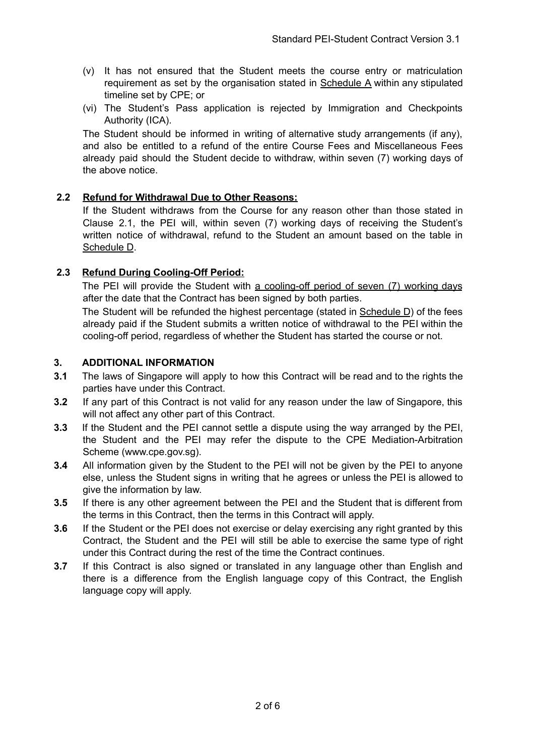(v) It has not ensured that the Student meets the course entry or matriculation requirement as set by the organisation stated in Schedule A within any stipulated timeline set by CPE; or

(vi) The Student's Pass application is rejected by Immigration and Checkpoints Authority (ICA).

The Student should be informed in writing of alternative study arrangements (if any), and also be entitled to a refund of the entire Course Fees and Miscellaneous Fees already paid should the Student decide to withdraw, within seven (7) working days of the above notice.

**2.2 Refund for Withdrawal Due to Other Reasons:**

If the Student withdraws from the Course for any reason other than those stated in Clause 2.1, the PEI will, within seven (7) working days of receiving the Student's written notice of withdrawal, refund to the Student an amount based on the table in Schedule D.

**2.3 Refund During Cooling-Off Period:**

The PEI will provide the Student with a cooling-off period of seven (7) working days after the date that the Contract has been signed by both parties.

The Student will be refunded the highest percentage (stated in Schedule D) of the fees already paid if the Student submits a written notice of withdrawal to the PEI within the cooling-off period, regardless of whether the Student has started the course or not.

## 3. ADDITIONAL INFORMATION

**3.1** The laws of Singapore will apply to how this Contract will be read and to the rights the parties have under this Contract.

**3.2** If any part of this Contract is not valid for any reason under the law of Singapore, this will not affect any other part of this Contract.

**3.3** If the Student and the PEI cannot settle a dispute using the way arranged by the PEI, the Student and the PEI may refer the dispute to the CPE Mediation-Arbitration Scheme (www.cpe.gov.sg).

**3.4** All information given by the Student to the PEI will not be given by the PEI to anyone else, unless the Student signs in writing that he agrees or unless the PEI is allowed to give the information by law.

**3.5** If there is any other agreement between the PEI and the Student that is different from the terms in this Contract, then the terms in this Contract will apply.

**3.6** If the Student or the PEI does not exercise or delay exercising any right granted by this Contract, the Student and the PEI will still be able to exercise the same type of right under this Contract during the rest of the time the Contract continues.

**3.7** If this Contract is also signed or translated in any language other than English and there is a difference from the English language copy of this Contract, the English language copy will apply.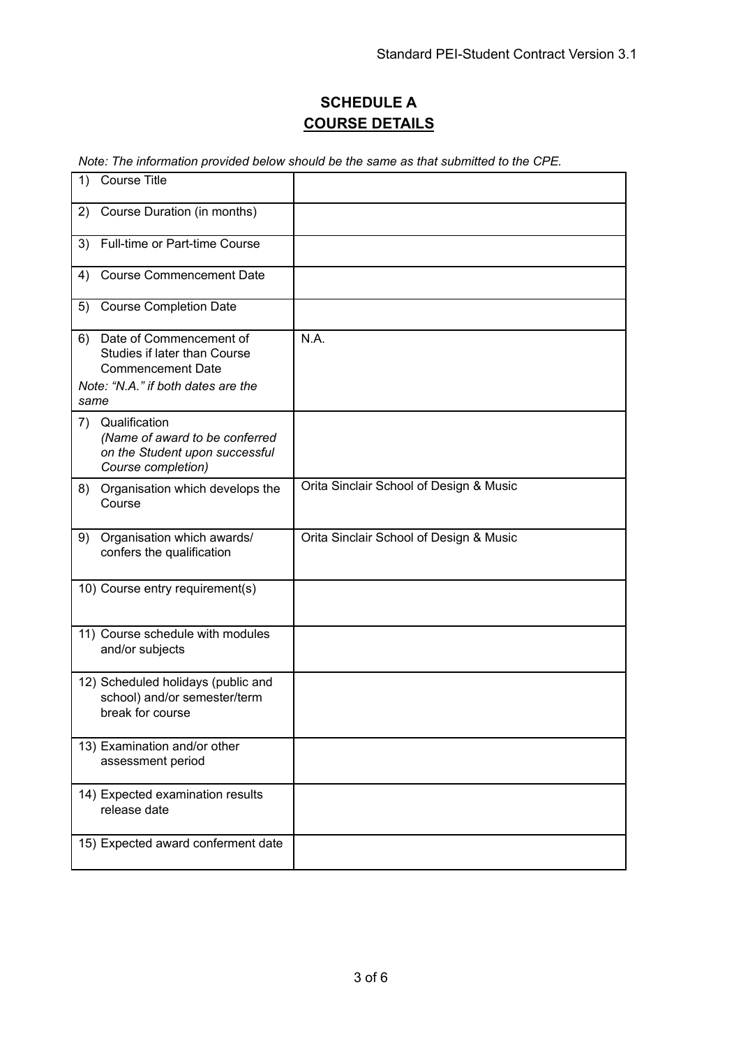# SCHEDULE A

## COURSE DETAILS

*Note: The information provided below should be the same as that submitted to the CPE.*

| | |
|---|---|
| 1) Course Title | |
| 2) Course Duration (in months) | |
| 3) Full-time or Part-time Course | |
| 4) Course Commencement Date | |
| 5) Course Completion Date | |
| 6) Date of Commencement of Studies if later than Course Commencement Date<br>*Note: "N.A." if both dates are the same* | N.A. |
| 7) Qualification *(Name of award to be conferred on the Student upon successful Course completion)* | |
| 8) Organisation which develops the Course | Orita Sinclair School of Design & Music |
| 9) Organisation which awards/ confers the qualification | Orita Sinclair School of Design & Music |
| 10) Course entry requirement(s) | |
| 11) Course schedule with modules and/or subjects | |
| 12) Scheduled holidays (public and school) and/or semester/term break for course | |
| 13) Examination and/or other assessment period | |
| 14) Expected examination results release date | |
| 15) Expected award conferment date | |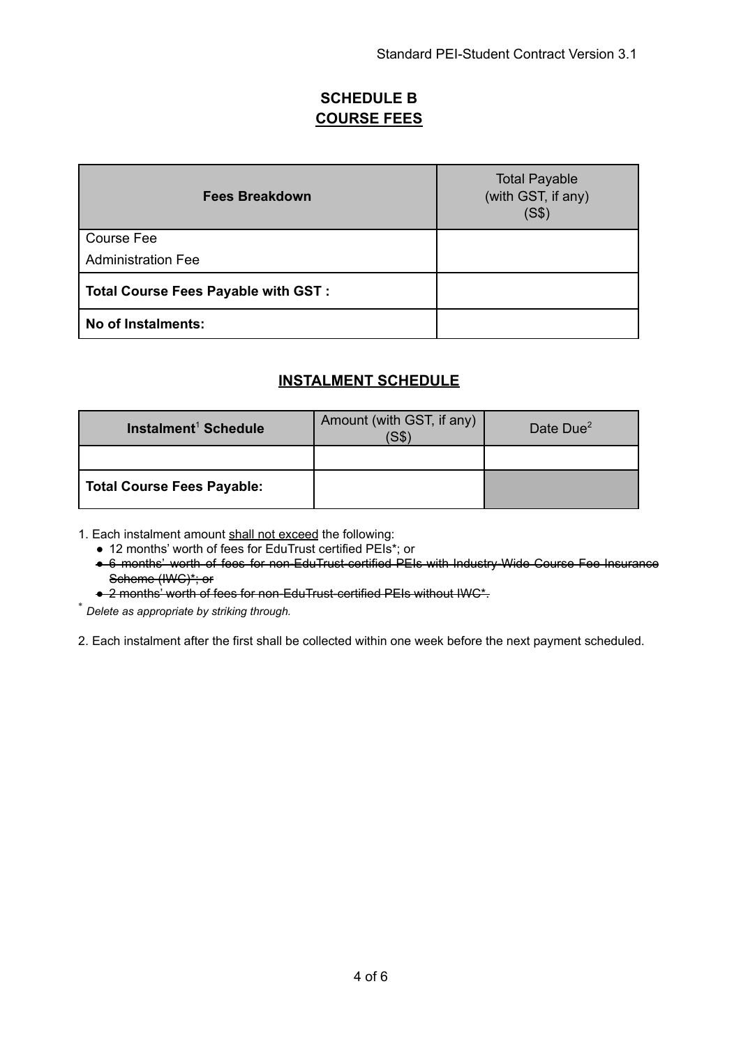# SCHEDULE B
## COURSE FEES

| Fees Breakdown | Total Payable (with GST, if any) (S$) |
|---|---|
| Course Fee<br>Administration Fee | |
| **Total Course Fees Payable with GST :** | |
| **No of Instalments:** | |

## INSTALMENT SCHEDULE

| Instalment[1] Schedule | Amount (with GST, if any) (S$) | Date Due[2] |
|---|---|---|
| | | |
| **Total Course Fees Payable:** | | |

1. Each instalment amount shall not exceed the following:
   - 12 months' worth of fees for EduTrust certified PEIs*; or
   - ~~6 months' worth of fees for non-EduTrust certified PEIs with Industry-Wide Course Fee Insurance Scheme (IWC)*; or~~
   - ~~2 months' worth of fees for non-EduTrust-certified PEIs without IWC*.~~

\* *Delete as appropriate by striking through.*

2. Each instalment after the first shall be collected within one week before the next payment scheduled.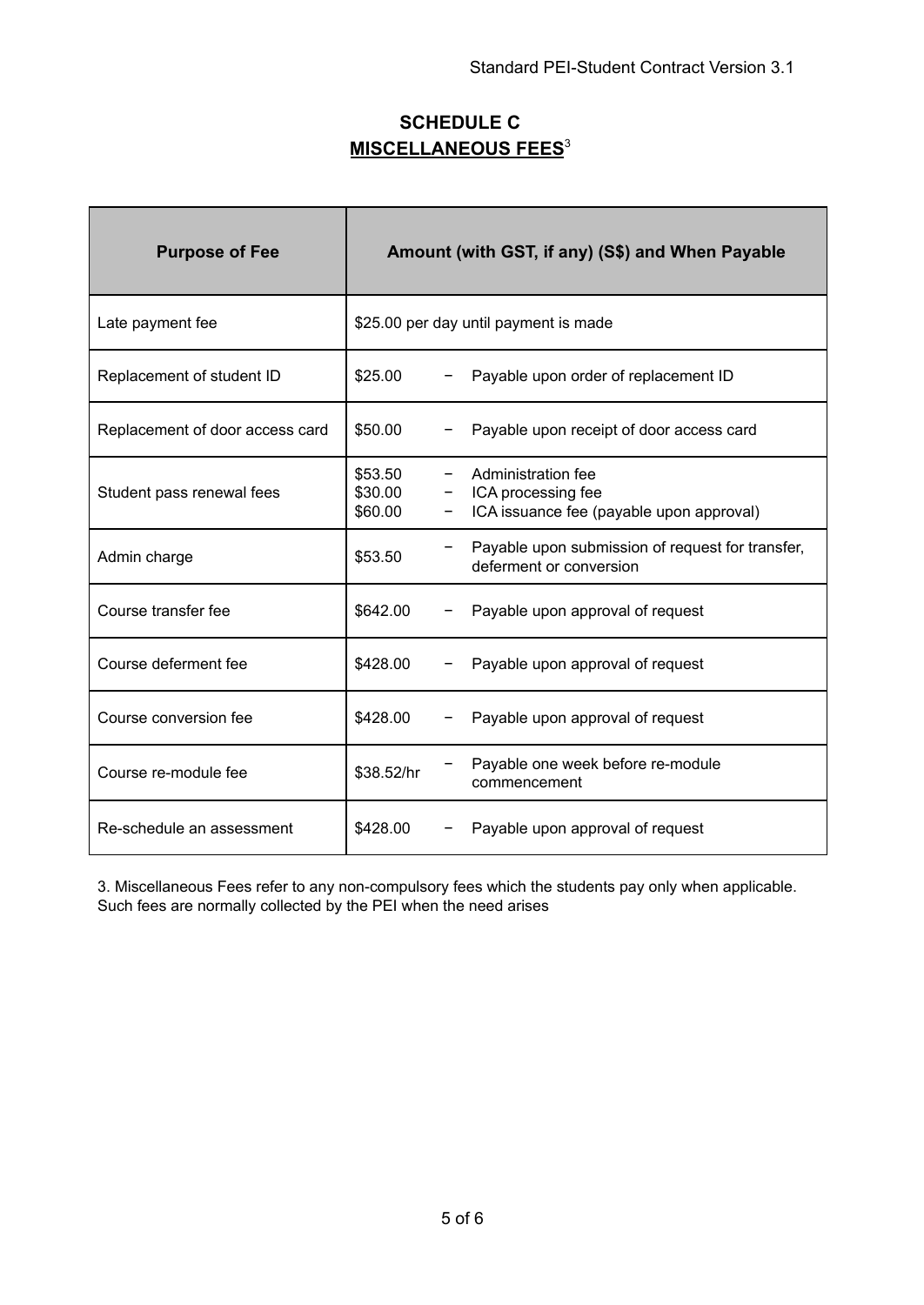## SCHEDULE C

## MISCELLANEOUS FEES[3]

| Purpose of Fee | Amount (with GST, if any) (S$) and When Payable |
| --- | --- |
| Late payment fee | $25.00 per day until payment is made |
| Replacement of student ID | $25.00 − Payable upon order of replacement ID |
| Replacement of door access card | $50.00 − Payable upon receipt of door access card |
| Student pass renewal fees | $53.50 − Administration fee<br>$30.00 − ICA processing fee<br>$60.00 − ICA issuance fee (payable upon approval) |
| Admin charge | $53.50 − Payable upon submission of request for transfer, deferment or conversion |
| Course transfer fee | $642.00 − Payable upon approval of request |
| Course deferment fee | $428.00 − Payable upon approval of request |
| Course conversion fee | $428.00 − Payable upon approval of request |
| Course re-module fee | $38.52/hr − Payable one week before re-module commencement |
| Re-schedule an assessment | $428.00 − Payable upon approval of request |

3. Miscellaneous Fees refer to any non-compulsory fees which the students pay only when applicable. Such fees are normally collected by the PEI when the need arises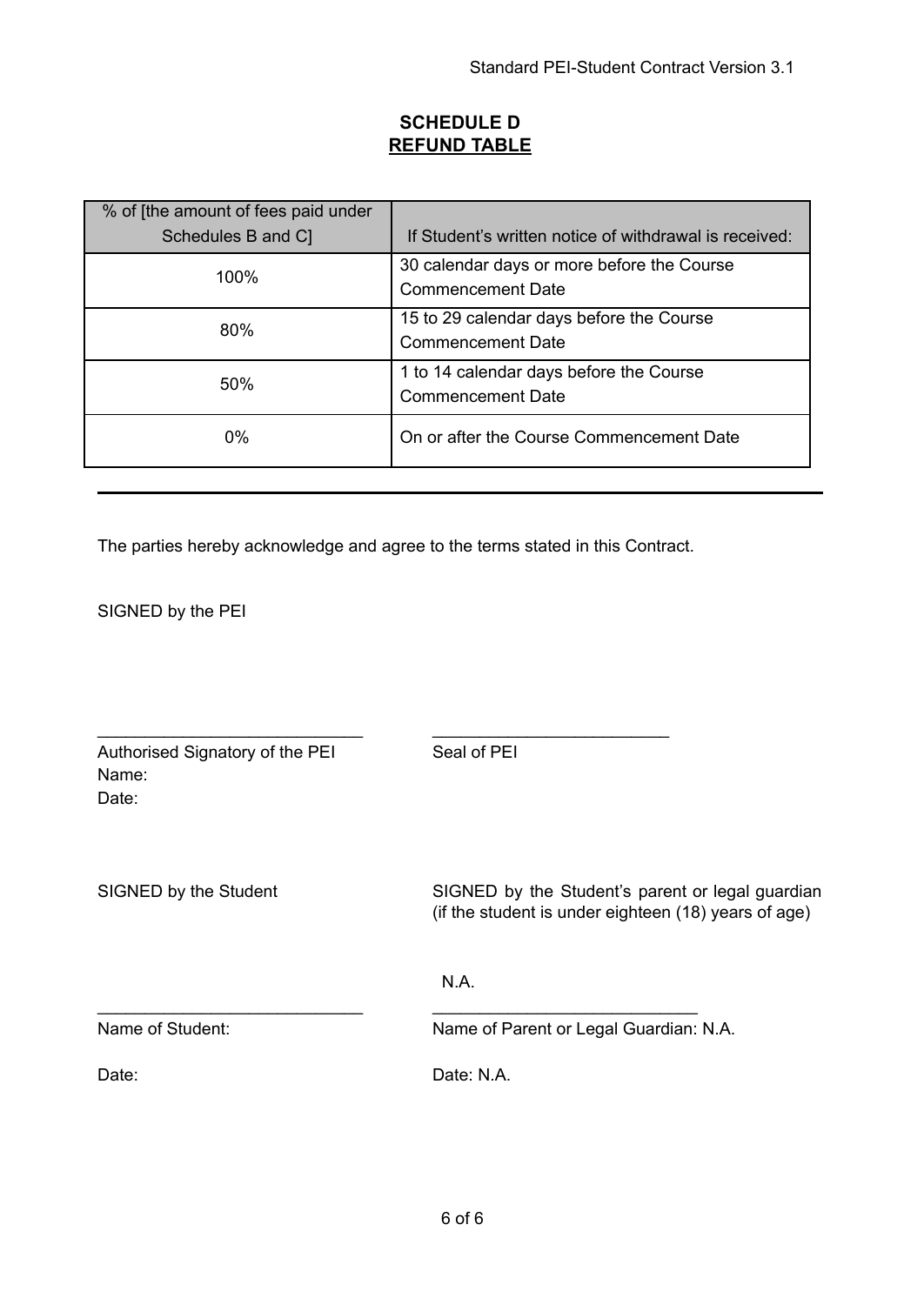## SCHEDULE D
## REFUND TABLE

| % of [the amount of fees paid under Schedules B and C] | If Student's written notice of withdrawal is received: |
|---|---|
| 100% | 30 calendar days or more before the Course Commencement Date |
| 80% | 15 to 29 calendar days before the Course Commencement Date |
| 50% | 1 to 14 calendar days before the Course Commencement Date |
| 0% | On or after the Course Commencement Date |

---

The parties hereby acknowledge and agree to the terms stated in this Contract.

SIGNED by the PEI

\_\_\_\_\_\_\_\_\_\_\_\_\_\_\_\_\_\_\_\_\_\_\_\_\_\_\_\_ \_\_\_\_\_\_\_\_\_\_\_\_\_\_\_\_\_\_\_\_\_\_\_\_\_

Authorised Signatory of the PEI — Seal of PEI

Name:

Date:

SIGNED by the Student

SIGNED by the Student's parent or legal guardian (if the student is under eighteen (18) years of age)

N.A.

\_\_\_\_\_\_\_\_\_\_\_\_\_\_\_\_\_\_\_\_\_\_\_\_\_\_\_\_ \_\_\_\_\_\_\_\_\_\_\_\_\_\_\_\_\_\_\_\_\_\_\_\_\_\_\_\_

Name of Student:

Name of Parent or Legal Guardian: N.A.

Date:

Date: N.A.